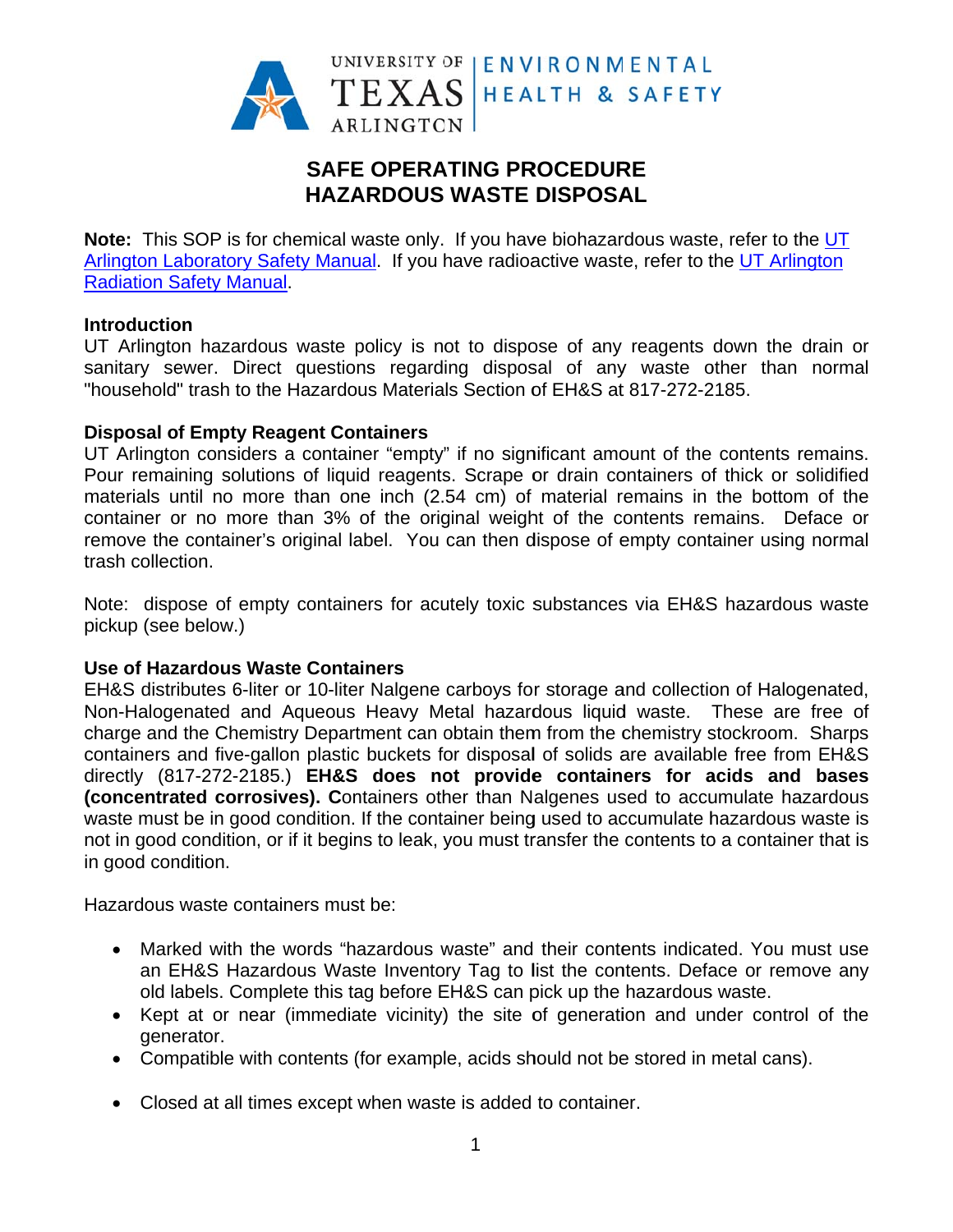# SAFE OPERATING PROCEDURE
# HAZARDOUS WASTE DISPOSAL

**Note:** This SOP is for chemical waste only. If you have biohazardous waste, refer to the UT Arlington Laboratory Safety Manual. If you have radioactive waste, refer to the UT Arlington Radiation Safety Manual.

## Introduction

UT Arlington hazardous waste policy is not to dispose of any reagents down the drain or sanitary sewer. Direct questions regarding disposal of any waste other than normal "household" trash to the Hazardous Materials Section of EH&S at 817-272-2185.

## Disposal of Empty Reagent Containers

UT Arlington considers a container "empty" if no significant amount of the contents remains. Pour remaining solutions of liquid reagents. Scrape or drain containers of thick or solidified materials until no more than one inch (2.54 cm) of material remains in the bottom of the container or no more than 3% of the original weight of the contents remains. Deface or remove the container's original label. You can then dispose of empty container using normal trash collection.

Note: dispose of empty containers for acutely toxic substances via EH&S hazardous waste pickup (see below.)

## Use of Hazardous Waste Containers

EH&S distributes 6-liter or 10-liter Nalgene carboys for storage and collection of Halogenated, Non-Halogenated and Aqueous Heavy Metal hazardous liquid waste. These are free of charge and the Chemistry Department can obtain them from the chemistry stockroom. Sharps containers and five-gallon plastic buckets for disposal of solids are available free from EH&S directly (817-272-2185.) **EH&S does not provide containers for acids and bases (concentrated corrosives). C**ontainers other than Nalgenes used to accumulate hazardous waste must be in good condition. If the container being used to accumulate hazardous waste is not in good condition, or if it begins to leak, you must transfer the contents to a container that is in good condition.

Hazardous waste containers must be:

- Marked with the words "hazardous waste" and their contents indicated. You must use an EH&S Hazardous Waste Inventory Tag to list the contents. Deface or remove any old labels. Complete this tag before EH&S can pick up the hazardous waste.
- Kept at or near (immediate vicinity) the site of generation and under control of the generator.
- Compatible with contents (for example, acids should not be stored in metal cans).
- Closed at all times except when waste is added to container.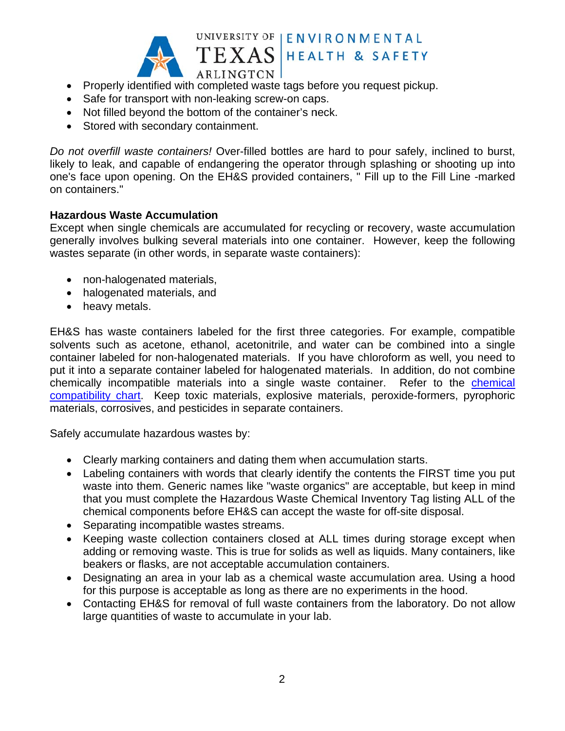- Properly identified with completed waste tags before you request pickup.
- Safe for transport with non-leaking screw-on caps.
- Not filled beyond the bottom of the container's neck.
- Stored with secondary containment.

*Do not overfill waste containers!* Over-filled bottles are hard to pour safely, inclined to burst, likely to leak, and capable of endangering the operator through splashing or shooting up into one's face upon opening. On the EH&S provided containers, " Fill up to the Fill Line -marked on containers."

**Hazardous Waste Accumulation**

Except when single chemicals are accumulated for recycling or recovery, waste accumulation generally involves bulking several materials into one container. However, keep the following wastes separate (in other words, in separate waste containers):

- non-halogenated materials,
- halogenated materials, and
- heavy metals.

EH&S has waste containers labeled for the first three categories. For example, compatible solvents such as acetone, ethanol, acetonitrile, and water can be combined into a single container labeled for non-halogenated materials. If you have chloroform as well, you need to put it into a separate container labeled for halogenated materials. In addition, do not combine chemically incompatible materials into a single waste container. Refer to the chemical compatibility chart. Keep toxic materials, explosive materials, peroxide-formers, pyrophoric materials, corrosives, and pesticides in separate containers.

Safely accumulate hazardous wastes by:

- Clearly marking containers and dating them when accumulation starts.
- Labeling containers with words that clearly identify the contents the FIRST time you put waste into them. Generic names like "waste organics" are acceptable, but keep in mind that you must complete the Hazardous Waste Chemical Inventory Tag listing ALL of the chemical components before EH&S can accept the waste for off-site disposal.
- Separating incompatible wastes streams.
- Keeping waste collection containers closed at ALL times during storage except when adding or removing waste. This is true for solids as well as liquids. Many containers, like beakers or flasks, are not acceptable accumulation containers.
- Designating an area in your lab as a chemical waste accumulation area. Using a hood for this purpose is acceptable as long as there are no experiments in the hood.
- Contacting EH&S for removal of full waste containers from the laboratory. Do not allow large quantities of waste to accumulate in your lab.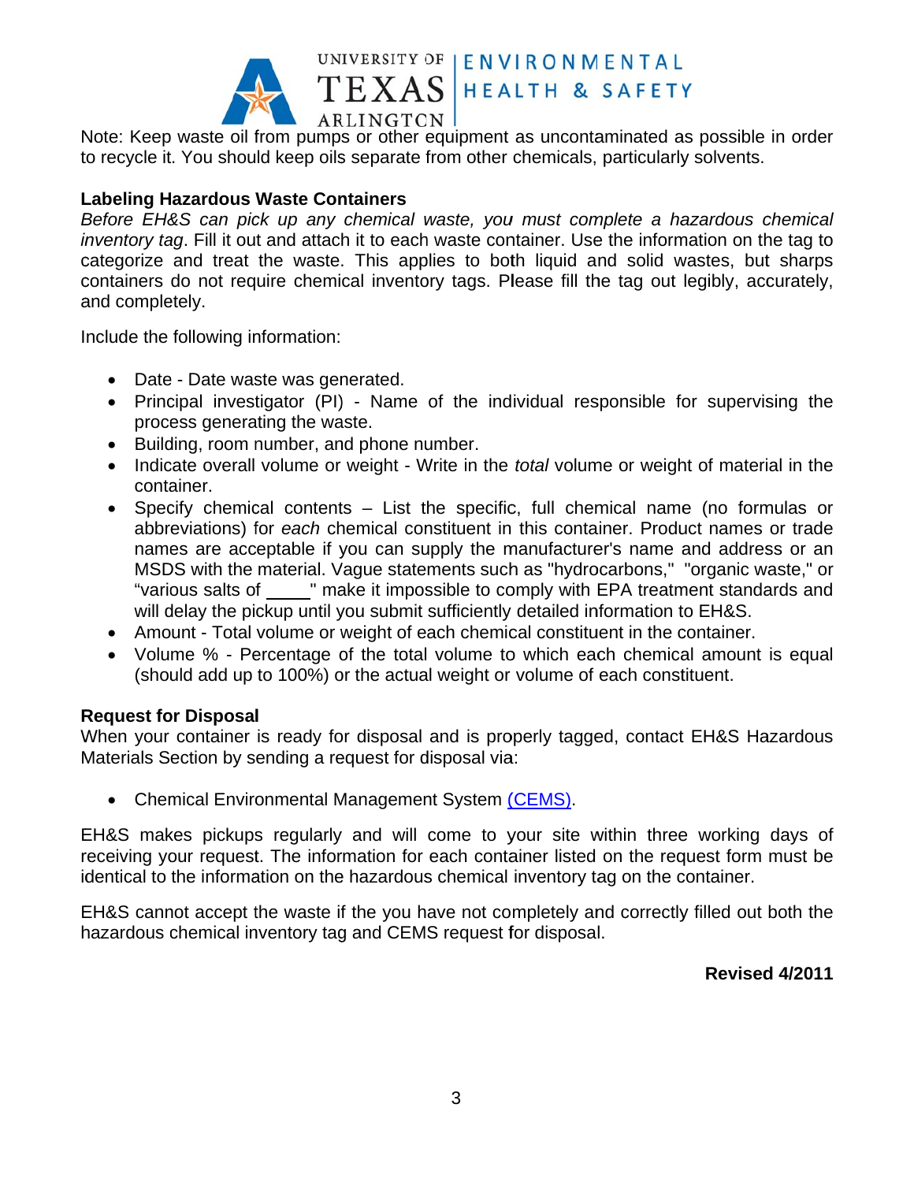Note: Keep waste oil from pumps or other equipment as uncontaminated as possible in order to recycle it. You should keep oils separate from other chemicals, particularly solvents.

**Labeling Hazardous Waste Containers**

*Before EH&S can pick up any chemical waste, you must complete a hazardous chemical inventory tag*. Fill it out and attach it to each waste container. Use the information on the tag to categorize and treat the waste. This applies to both liquid and solid wastes, but sharps containers do not require chemical inventory tags. Please fill the tag out legibly, accurately, and completely.

Include the following information:

- Date - Date waste was generated.
- Principal investigator (PI) - Name of the individual responsible for supervising the process generating the waste.
- Building, room number, and phone number.
- Indicate overall volume or weight - Write in the *total* volume or weight of material in the container.
- Specify chemical contents – List the specific, full chemical name (no formulas or abbreviations) for *each* chemical constituent in this container. Product names or trade names are acceptable if you can supply the manufacturer's name and address or an MSDS with the material. Vague statements such as "hydrocarbons," "organic waste," or "various salts of \_\_\_\_" make it impossible to comply with EPA treatment standards and will delay the pickup until you submit sufficiently detailed information to EH&S.
- Amount - Total volume or weight of each chemical constituent in the container.
- Volume % - Percentage of the total volume to which each chemical amount is equal (should add up to 100%) or the actual weight or volume of each constituent.

**Request for Disposal**

When your container is ready for disposal and is properly tagged, contact EH&S Hazardous Materials Section by sending a request for disposal via:

- Chemical Environmental Management System (CEMS).

EH&S makes pickups regularly and will come to your site within three working days of receiving your request. The information for each container listed on the request form must be identical to the information on the hazardous chemical inventory tag on the container.

EH&S cannot accept the waste if the you have not completely and correctly filled out both the hazardous chemical inventory tag and CEMS request for disposal.

**Revised 4/2011**